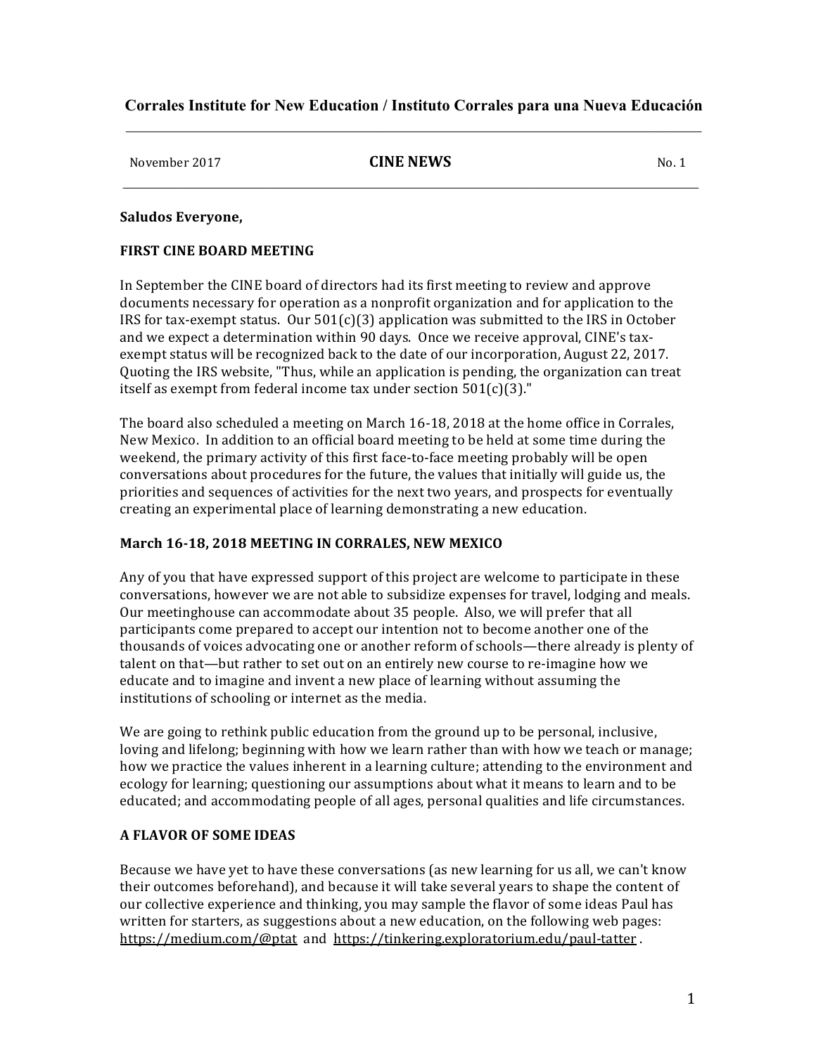# Corrales Institute for New Education / Instituto Corrales para una Nueva Educación

November 2017 **CINE NEWS** No. 1

**Saludos Everyone,**

**FIRST CINE BOARD MEETING**

In September the CINE board of directors had its first meeting to review and approve documents necessary for operation as a nonprofit organization and for application to the IRS for tax-exempt status. Our 501(c)(3) application was submitted to the IRS in October and we expect a determination within 90 days. Once we receive approval, CINE's tax-exempt status will be recognized back to the date of our incorporation, August 22, 2017. Quoting the IRS website, "Thus, while an application is pending, the organization can treat itself as exempt from federal income tax under section 501(c)(3)."

The board also scheduled a meeting on March 16-18, 2018 at the home office in Corrales, New Mexico. In addition to an official board meeting to be held at some time during the weekend, the primary activity of this first face-to-face meeting probably will be open conversations about procedures for the future, the values that initially will guide us, the priorities and sequences of activities for the next two years, and prospects for eventually creating an experimental place of learning demonstrating a new education.

**March 16-18, 2018 MEETING IN CORRALES, NEW MEXICO**

Any of you that have expressed support of this project are welcome to participate in these conversations, however we are not able to subsidize expenses for travel, lodging and meals. Our meetinghouse can accommodate about 35 people. Also, we will prefer that all participants come prepared to accept our intention not to become another one of the thousands of voices advocating one or another reform of schools—there already is plenty of talent on that—but rather to set out on an entirely new course to re-imagine how we educate and to imagine and invent a new place of learning without assuming the institutions of schooling or internet as the media.

We are going to rethink public education from the ground up to be personal, inclusive, loving and lifelong; beginning with how we learn rather than with how we teach or manage; how we practice the values inherent in a learning culture; attending to the environment and ecology for learning; questioning our assumptions about what it means to learn and to be educated; and accommodating people of all ages, personal qualities and life circumstances.

**A FLAVOR OF SOME IDEAS**

Because we have yet to have these conversations (as new learning for us all, we can't know their outcomes beforehand), and because it will take several years to shape the content of our collective experience and thinking, you may sample the flavor of some ideas Paul has written for starters, as suggestions about a new education, on the following web pages: https://medium.com/@ptat and https://tinkering.exploratorium.edu/paul-tatter .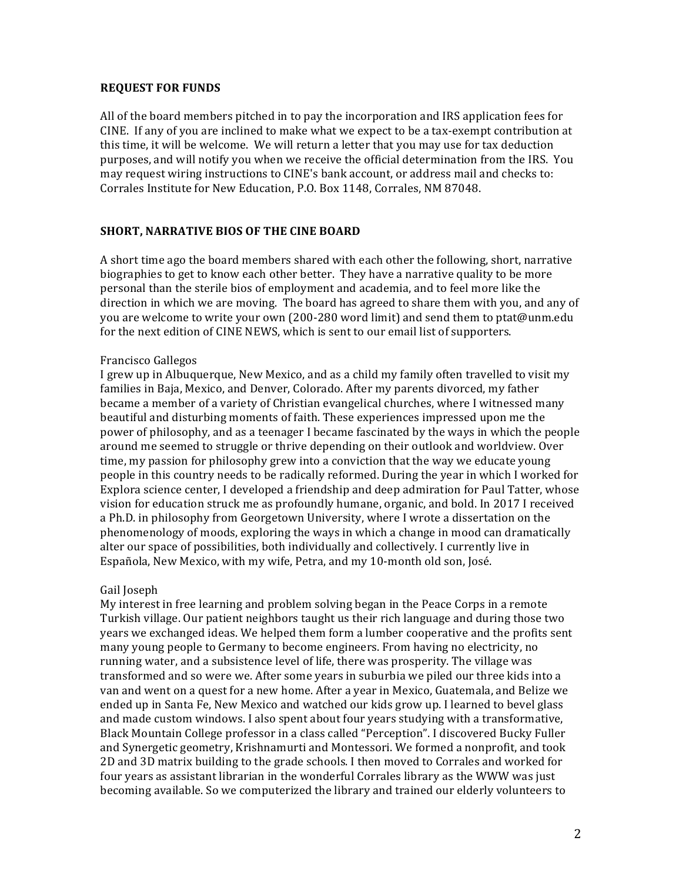## REQUEST FOR FUNDS

All of the board members pitched in to pay the incorporation and IRS application fees for CINE. If any of you are inclined to make what we expect to be a tax-exempt contribution at this time, it will be welcome. We will return a letter that you may use for tax deduction purposes, and will notify you when we receive the official determination from the IRS. You may request wiring instructions to CINE's bank account, or address mail and checks to: Corrales Institute for New Education, P.O. Box 1148, Corrales, NM 87048.

## SHORT, NARRATIVE BIOS OF THE CINE BOARD

A short time ago the board members shared with each other the following, short, narrative biographies to get to know each other better. They have a narrative quality to be more personal than the sterile bios of employment and academia, and to feel more like the direction in which we are moving. The board has agreed to share them with you, and any of you are welcome to write your own (200-280 word limit) and send them to ptat@unm.edu for the next edition of CINE NEWS, which is sent to our email list of supporters.

Francisco Gallegos
I grew up in Albuquerque, New Mexico, and as a child my family often travelled to visit my families in Baja, Mexico, and Denver, Colorado. After my parents divorced, my father became a member of a variety of Christian evangelical churches, where I witnessed many beautiful and disturbing moments of faith. These experiences impressed upon me the power of philosophy, and as a teenager I became fascinated by the ways in which the people around me seemed to struggle or thrive depending on their outlook and worldview. Over time, my passion for philosophy grew into a conviction that the way we educate young people in this country needs to be radically reformed. During the year in which I worked for Explora science center, I developed a friendship and deep admiration for Paul Tatter, whose vision for education struck me as profoundly humane, organic, and bold. In 2017 I received a Ph.D. in philosophy from Georgetown University, where I wrote a dissertation on the phenomenology of moods, exploring the ways in which a change in mood can dramatically alter our space of possibilities, both individually and collectively. I currently live in Española, New Mexico, with my wife, Petra, and my 10-month old son, José.

Gail Joseph
My interest in free learning and problem solving began in the Peace Corps in a remote Turkish village. Our patient neighbors taught us their rich language and during those two years we exchanged ideas. We helped them form a lumber cooperative and the profits sent many young people to Germany to become engineers. From having no electricity, no running water, and a subsistence level of life, there was prosperity. The village was transformed and so were we. After some years in suburbia we piled our three kids into a van and went on a quest for a new home. After a year in Mexico, Guatemala, and Belize we ended up in Santa Fe, New Mexico and watched our kids grow up. I learned to bevel glass and made custom windows. I also spent about four years studying with a transformative, Black Mountain College professor in a class called "Perception". I discovered Bucky Fuller and Synergetic geometry, Krishnamurti and Montessori. We formed a nonprofit, and took 2D and 3D matrix building to the grade schools. I then moved to Corrales and worked for four years as assistant librarian in the wonderful Corrales library as the WWW was just becoming available. So we computerized the library and trained our elderly volunteers to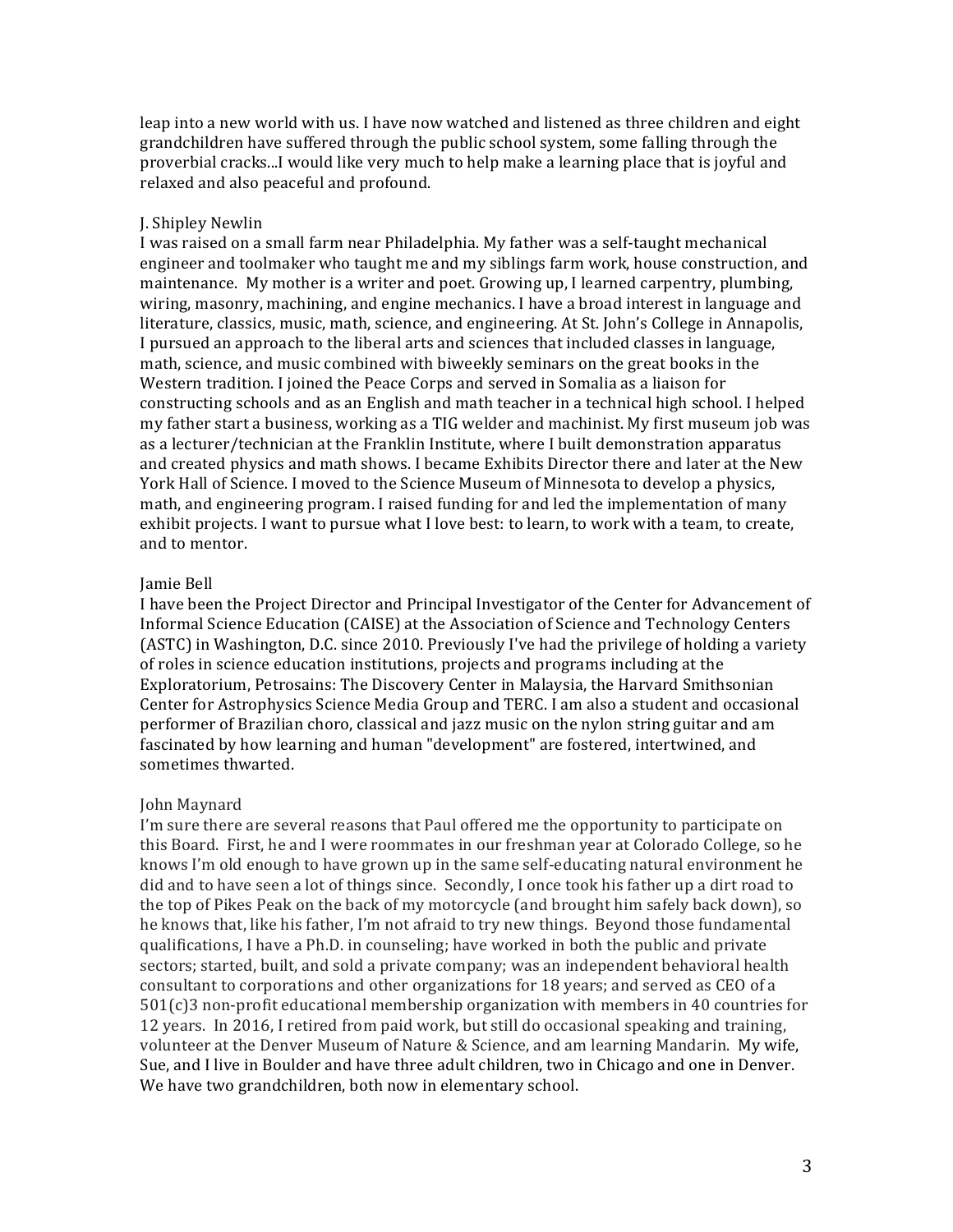leap into a new world with us. I have now watched and listened as three children and eight grandchildren have suffered through the public school system, some falling through the proverbial cracks...I would like very much to help make a learning place that is joyful and relaxed and also peaceful and profound.

J. Shipley Newlin

I was raised on a small farm near Philadelphia. My father was a self-taught mechanical engineer and toolmaker who taught me and my siblings farm work, house construction, and maintenance. My mother is a writer and poet. Growing up, I learned carpentry, plumbing, wiring, masonry, machining, and engine mechanics. I have a broad interest in language and literature, classics, music, math, science, and engineering. At St. John's College in Annapolis, I pursued an approach to the liberal arts and sciences that included classes in language, math, science, and music combined with biweekly seminars on the great books in the Western tradition. I joined the Peace Corps and served in Somalia as a liaison for constructing schools and as an English and math teacher in a technical high school. I helped my father start a business, working as a TIG welder and machinist. My first museum job was as a lecturer/technician at the Franklin Institute, where I built demonstration apparatus and created physics and math shows. I became Exhibits Director there and later at the New York Hall of Science. I moved to the Science Museum of Minnesota to develop a physics, math, and engineering program. I raised funding for and led the implementation of many exhibit projects. I want to pursue what I love best: to learn, to work with a team, to create, and to mentor.

Jamie Bell

I have been the Project Director and Principal Investigator of the Center for Advancement of Informal Science Education (CAISE) at the Association of Science and Technology Centers (ASTC) in Washington, D.C. since 2010. Previously I've had the privilege of holding a variety of roles in science education institutions, projects and programs including at the Exploratorium, Petrosains: The Discovery Center in Malaysia, the Harvard Smithsonian Center for Astrophysics Science Media Group and TERC. I am also a student and occasional performer of Brazilian choro, classical and jazz music on the nylon string guitar and am fascinated by how learning and human "development" are fostered, intertwined, and sometimes thwarted.

John Maynard

I'm sure there are several reasons that Paul offered me the opportunity to participate on this Board. First, he and I were roommates in our freshman year at Colorado College, so he knows I'm old enough to have grown up in the same self-educating natural environment he did and to have seen a lot of things since. Secondly, I once took his father up a dirt road to the top of Pikes Peak on the back of my motorcycle (and brought him safely back down), so he knows that, like his father, I'm not afraid to try new things. Beyond those fundamental qualifications, I have a Ph.D. in counseling; have worked in both the public and private sectors; started, built, and sold a private company; was an independent behavioral health consultant to corporations and other organizations for 18 years; and served as CEO of a 501(c)3 non-profit educational membership organization with members in 40 countries for 12 years. In 2016, I retired from paid work, but still do occasional speaking and training, volunteer at the Denver Museum of Nature & Science, and am learning Mandarin. My wife, Sue, and I live in Boulder and have three adult children, two in Chicago and one in Denver. We have two grandchildren, both now in elementary school.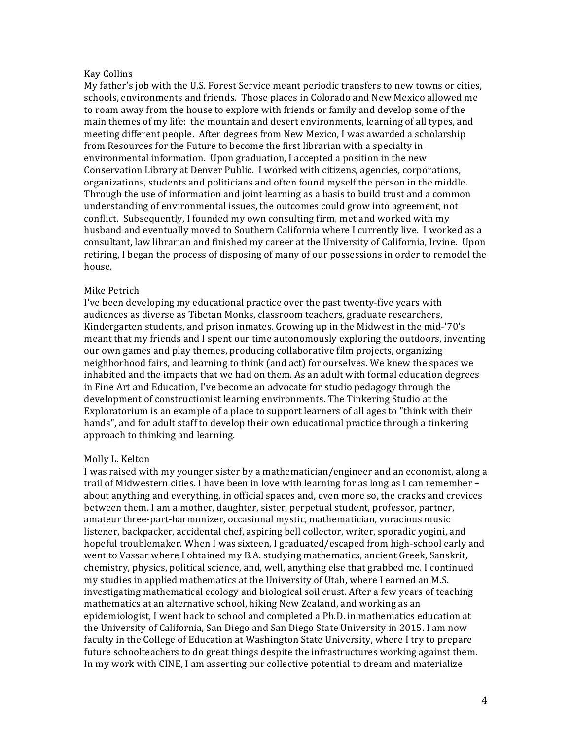Kay Collins

My father's job with the U.S. Forest Service meant periodic transfers to new towns or cities, schools, environments and friends. Those places in Colorado and New Mexico allowed me to roam away from the house to explore with friends or family and develop some of the main themes of my life: the mountain and desert environments, learning of all types, and meeting different people. After degrees from New Mexico, I was awarded a scholarship from Resources for the Future to become the first librarian with a specialty in environmental information. Upon graduation, I accepted a position in the new Conservation Library at Denver Public. I worked with citizens, agencies, corporations, organizations, students and politicians and often found myself the person in the middle. Through the use of information and joint learning as a basis to build trust and a common understanding of environmental issues, the outcomes could grow into agreement, not conflict. Subsequently, I founded my own consulting firm, met and worked with my husband and eventually moved to Southern California where I currently live. I worked as a consultant, law librarian and finished my career at the University of California, Irvine. Upon retiring, I began the process of disposing of many of our possessions in order to remodel the house.

Mike Petrich

I've been developing my educational practice over the past twenty-five years with audiences as diverse as Tibetan Monks, classroom teachers, graduate researchers, Kindergarten students, and prison inmates. Growing up in the Midwest in the mid-'70's meant that my friends and I spent our time autonomously exploring the outdoors, inventing our own games and play themes, producing collaborative film projects, organizing neighborhood fairs, and learning to think (and act) for ourselves. We knew the spaces we inhabited and the impacts that we had on them. As an adult with formal education degrees in Fine Art and Education, I've become an advocate for studio pedagogy through the development of constructionist learning environments. The Tinkering Studio at the Exploratorium is an example of a place to support learners of all ages to "think with their hands", and for adult staff to develop their own educational practice through a tinkering approach to thinking and learning.

Molly L. Kelton

I was raised with my younger sister by a mathematician/engineer and an economist, along a trail of Midwestern cities. I have been in love with learning for as long as I can remember – about anything and everything, in official spaces and, even more so, the cracks and crevices between them. I am a mother, daughter, sister, perpetual student, professor, partner, amateur three-part-harmonizer, occasional mystic, mathematician, voracious music listener, backpacker, accidental chef, aspiring bell collector, writer, sporadic yogini, and hopeful troublemaker. When I was sixteen, I graduated/escaped from high-school early and went to Vassar where I obtained my B.A. studying mathematics, ancient Greek, Sanskrit, chemistry, physics, political science, and, well, anything else that grabbed me. I continued my studies in applied mathematics at the University of Utah, where I earned an M.S. investigating mathematical ecology and biological soil crust. After a few years of teaching mathematics at an alternative school, hiking New Zealand, and working as an epidemiologist, I went back to school and completed a Ph.D. in mathematics education at the University of California, San Diego and San Diego State University in 2015. I am now faculty in the College of Education at Washington State University, where I try to prepare future schoolteachers to do great things despite the infrastructures working against them. In my work with CINE, I am asserting our collective potential to dream and materialize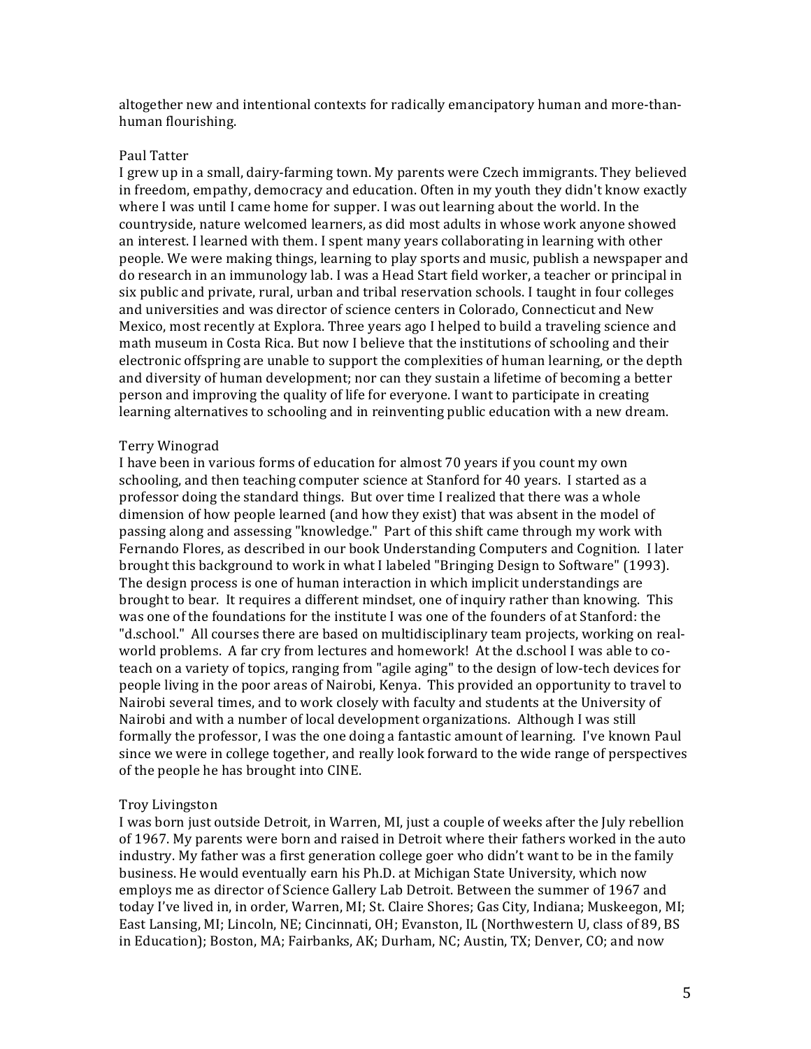altogether new and intentional contexts for radically emancipatory human and more-than-human flourishing.

Paul Tatter

I grew up in a small, dairy-farming town. My parents were Czech immigrants. They believed in freedom, empathy, democracy and education. Often in my youth they didn't know exactly where I was until I came home for supper. I was out learning about the world. In the countryside, nature welcomed learners, as did most adults in whose work anyone showed an interest. I learned with them. I spent many years collaborating in learning with other people. We were making things, learning to play sports and music, publish a newspaper and do research in an immunology lab. I was a Head Start field worker, a teacher or principal in six public and private, rural, urban and tribal reservation schools. I taught in four colleges and universities and was director of science centers in Colorado, Connecticut and New Mexico, most recently at Explora. Three years ago I helped to build a traveling science and math museum in Costa Rica. But now I believe that the institutions of schooling and their electronic offspring are unable to support the complexities of human learning, or the depth and diversity of human development; nor can they sustain a lifetime of becoming a better person and improving the quality of life for everyone. I want to participate in creating learning alternatives to schooling and in reinventing public education with a new dream.

Terry Winograd

I have been in various forms of education for almost 70 years if you count my own schooling, and then teaching computer science at Stanford for 40 years. I started as a professor doing the standard things. But over time I realized that there was a whole dimension of how people learned (and how they exist) that was absent in the model of passing along and assessing "knowledge." Part of this shift came through my work with Fernando Flores, as described in our book Understanding Computers and Cognition. I later brought this background to work in what I labeled "Bringing Design to Software" (1993). The design process is one of human interaction in which implicit understandings are brought to bear. It requires a different mindset, one of inquiry rather than knowing. This was one of the foundations for the institute I was one of the founders of at Stanford: the "d.school." All courses there are based on multidisciplinary team projects, working on real-world problems. A far cry from lectures and homework! At the d.school I was able to co-teach on a variety of topics, ranging from "agile aging" to the design of low-tech devices for people living in the poor areas of Nairobi, Kenya. This provided an opportunity to travel to Nairobi several times, and to work closely with faculty and students at the University of Nairobi and with a number of local development organizations. Although I was still formally the professor, I was the one doing a fantastic amount of learning. I've known Paul since we were in college together, and really look forward to the wide range of perspectives of the people he has brought into CINE.

Troy Livingston

I was born just outside Detroit, in Warren, MI, just a couple of weeks after the July rebellion of 1967. My parents were born and raised in Detroit where their fathers worked in the auto industry. My father was a first generation college goer who didn't want to be in the family business. He would eventually earn his Ph.D. at Michigan State University, which now employs me as director of Science Gallery Lab Detroit. Between the summer of 1967 and today I've lived in, in order, Warren, MI; St. Claire Shores; Gas City, Indiana; Muskeegon, MI; East Lansing, MI; Lincoln, NE; Cincinnati, OH; Evanston, IL (Northwestern U, class of 89, BS in Education); Boston, MA; Fairbanks, AK; Durham, NC; Austin, TX; Denver, CO; and now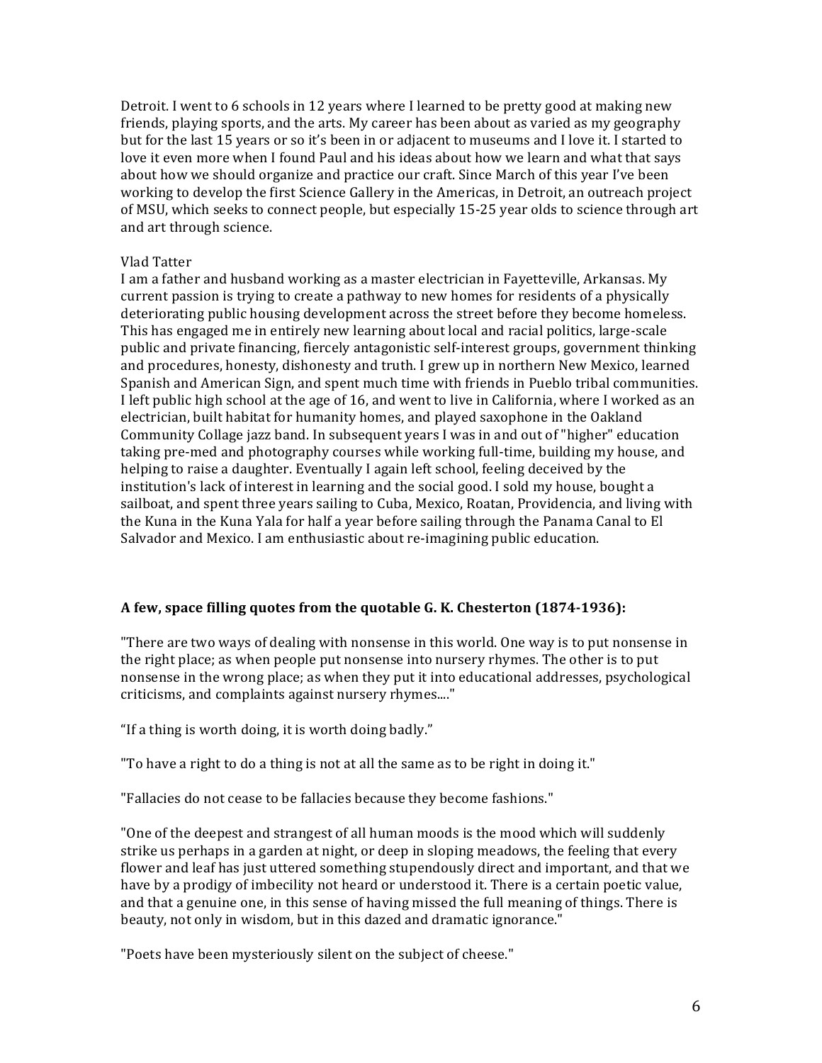Detroit. I went to 6 schools in 12 years where I learned to be pretty good at making new friends, playing sports, and the arts. My career has been about as varied as my geography but for the last 15 years or so it's been in or adjacent to museums and I love it. I started to love it even more when I found Paul and his ideas about how we learn and what that says about how we should organize and practice our craft. Since March of this year I've been working to develop the first Science Gallery in the Americas, in Detroit, an outreach project of MSU, which seeks to connect people, but especially 15-25 year olds to science through art and art through science.

Vlad Tatter
I am a father and husband working as a master electrician in Fayetteville, Arkansas. My current passion is trying to create a pathway to new homes for residents of a physically deteriorating public housing development across the street before they become homeless. This has engaged me in entirely new learning about local and racial politics, large-scale public and private financing, fiercely antagonistic self-interest groups, government thinking and procedures, honesty, dishonesty and truth. I grew up in northern New Mexico, learned Spanish and American Sign, and spent much time with friends in Pueblo tribal communities. I left public high school at the age of 16, and went to live in California, where I worked as an electrician, built habitat for humanity homes, and played saxophone in the Oakland Community Collage jazz band. In subsequent years I was in and out of "higher" education taking pre-med and photography courses while working full-time, building my house, and helping to raise a daughter. Eventually I again left school, feeling deceived by the institution's lack of interest in learning and the social good. I sold my house, bought a sailboat, and spent three years sailing to Cuba, Mexico, Roatan, Providencia, and living with the Kuna in the Kuna Yala for half a year before sailing through the Panama Canal to El Salvador and Mexico. I am enthusiastic about re-imagining public education.

**A few, space filling quotes from the quotable G. K. Chesterton (1874-1936):**

"There are two ways of dealing with nonsense in this world. One way is to put nonsense in the right place; as when people put nonsense into nursery rhymes. The other is to put nonsense in the wrong place; as when they put it into educational addresses, psychological criticisms, and complaints against nursery rhymes...."

"If a thing is worth doing, it is worth doing badly."

"To have a right to do a thing is not at all the same as to be right in doing it."

"Fallacies do not cease to be fallacies because they become fashions."

"One of the deepest and strangest of all human moods is the mood which will suddenly strike us perhaps in a garden at night, or deep in sloping meadows, the feeling that every flower and leaf has just uttered something stupendously direct and important, and that we have by a prodigy of imbecility not heard or understood it. There is a certain poetic value, and that a genuine one, in this sense of having missed the full meaning of things. There is beauty, not only in wisdom, but in this dazed and dramatic ignorance."

"Poets have been mysteriously silent on the subject of cheese."